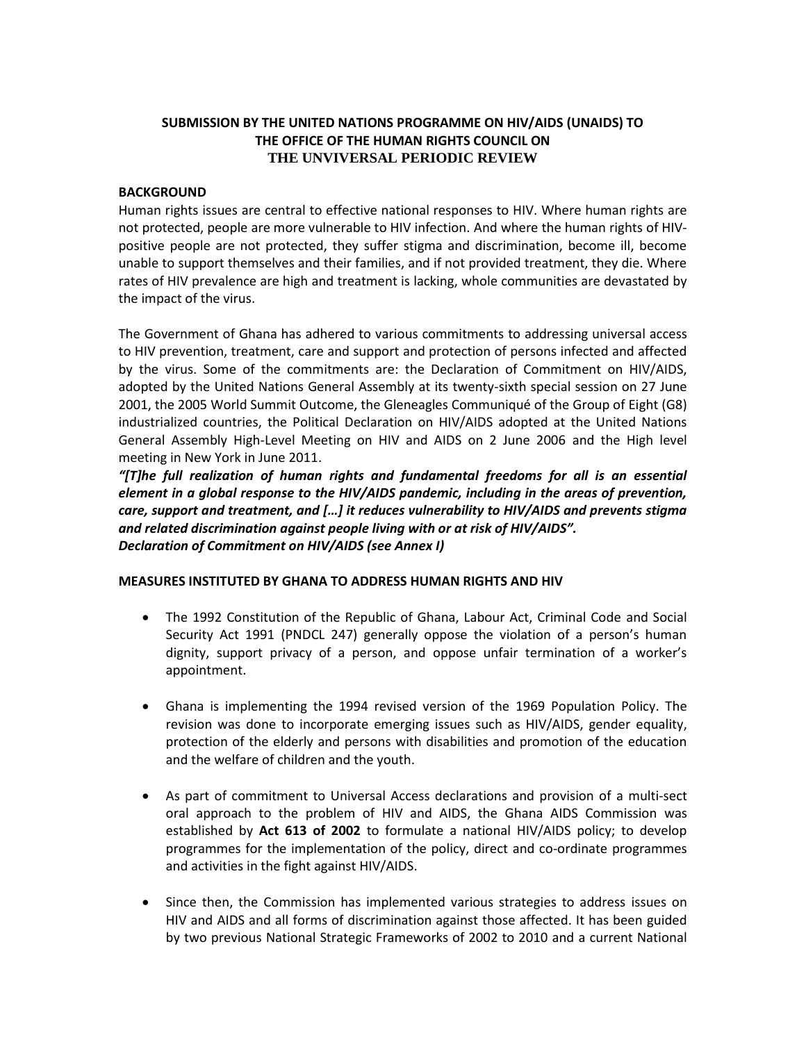**SUBMISSION BY THE UNITED NATIONS PROGRAMME ON HIV/AIDS (UNAIDS) TO THE OFFICE OF THE HUMAN RIGHTS COUNCIL ON THE UNVIVERSAL PERIODIC REVIEW**

**BACKGROUND**

Human rights issues are central to effective national responses to HIV. Where human rights are not protected, people are more vulnerable to HIV infection. And where the human rights of HIV-positive people are not protected, they suffer stigma and discrimination, become ill, become unable to support themselves and their families, and if not provided treatment, they die. Where rates of HIV prevalence are high and treatment is lacking, whole communities are devastated by the impact of the virus.

The Government of Ghana has adhered to various commitments to addressing universal access to HIV prevention, treatment, care and support and protection of persons infected and affected by the virus. Some of the commitments are: the Declaration of Commitment on HIV/AIDS, adopted by the United Nations General Assembly at its twenty-sixth special session on 27 June 2001, the 2005 World Summit Outcome, the Gleneagles Communiqué of the Group of Eight (G8) industrialized countries, the Political Declaration on HIV/AIDS adopted at the United Nations General Assembly High-Level Meeting on HIV and AIDS on 2 June 2006 and the High level meeting in New York in June 2011.

***"[T]he full realization of human rights and fundamental freedoms for all is an essential element in a global response to the HIV/AIDS pandemic, including in the areas of prevention, care, support and treatment, and […] it reduces vulnerability to HIV/AIDS and prevents stigma and related discrimination against people living with or at risk of HIV/AIDS".***
***Declaration of Commitment on HIV/AIDS (see Annex I)***

**MEASURES INSTITUTED BY GHANA TO ADDRESS HUMAN RIGHTS AND HIV**

- The 1992 Constitution of the Republic of Ghana, Labour Act, Criminal Code and Social Security Act 1991 (PNDCL 247) generally oppose the violation of a person's human dignity, support privacy of a person, and oppose unfair termination of a worker's appointment.

- Ghana is implementing the 1994 revised version of the 1969 Population Policy. The revision was done to incorporate emerging issues such as HIV/AIDS, gender equality, protection of the elderly and persons with disabilities and promotion of the education and the welfare of children and the youth.

- As part of commitment to Universal Access declarations and provision of a multi-sect oral approach to the problem of HIV and AIDS, the Ghana AIDS Commission was established by **Act 613 of 2002** to formulate a national HIV/AIDS policy; to develop programmes for the implementation of the policy, direct and co-ordinate programmes and activities in the fight against HIV/AIDS.

- Since then, the Commission has implemented various strategies to address issues on HIV and AIDS and all forms of discrimination against those affected. It has been guided by two previous National Strategic Frameworks of 2002 to 2010 and a current National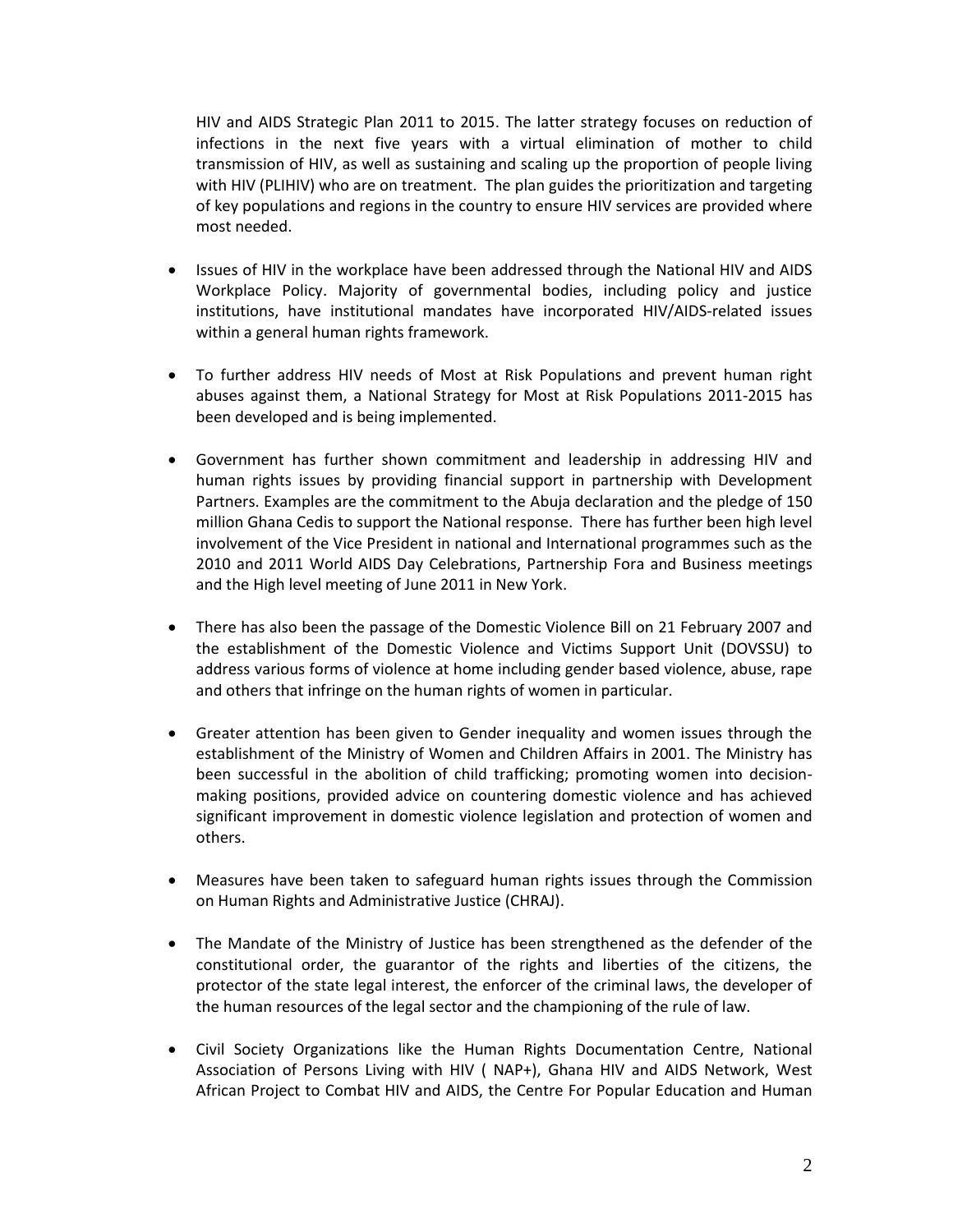HIV and AIDS Strategic Plan 2011 to 2015. The latter strategy focuses on reduction of infections in the next five years with a virtual elimination of mother to child transmission of HIV, as well as sustaining and scaling up the proportion of people living with HIV (PLIHIV) who are on treatment. The plan guides the prioritization and targeting of key populations and regions in the country to ensure HIV services are provided where most needed.

- Issues of HIV in the workplace have been addressed through the National HIV and AIDS Workplace Policy. Majority of governmental bodies, including policy and justice institutions, have institutional mandates have incorporated HIV/AIDS-related issues within a general human rights framework.
- To further address HIV needs of Most at Risk Populations and prevent human right abuses against them, a National Strategy for Most at Risk Populations 2011-2015 has been developed and is being implemented.
- Government has further shown commitment and leadership in addressing HIV and human rights issues by providing financial support in partnership with Development Partners. Examples are the commitment to the Abuja declaration and the pledge of 150 million Ghana Cedis to support the National response. There has further been high level involvement of the Vice President in national and International programmes such as the 2010 and 2011 World AIDS Day Celebrations, Partnership Fora and Business meetings and the High level meeting of June 2011 in New York.
- There has also been the passage of the Domestic Violence Bill on 21 February 2007 and the establishment of the Domestic Violence and Victims Support Unit (DOVSSU) to address various forms of violence at home including gender based violence, abuse, rape and others that infringe on the human rights of women in particular.
- Greater attention has been given to Gender inequality and women issues through the establishment of the Ministry of Women and Children Affairs in 2001. The Ministry has been successful in the abolition of child trafficking; promoting women into decision-making positions, provided advice on countering domestic violence and has achieved significant improvement in domestic violence legislation and protection of women and others.
- Measures have been taken to safeguard human rights issues through the Commission on Human Rights and Administrative Justice (CHRAJ).
- The Mandate of the Ministry of Justice has been strengthened as the defender of the constitutional order, the guarantor of the rights and liberties of the citizens, the protector of the state legal interest, the enforcer of the criminal laws, the developer of the human resources of the legal sector and the championing of the rule of law.
- Civil Society Organizations like the Human Rights Documentation Centre, National Association of Persons Living with HIV ( NAP+), Ghana HIV and AIDS Network, West African Project to Combat HIV and AIDS, the Centre For Popular Education and Human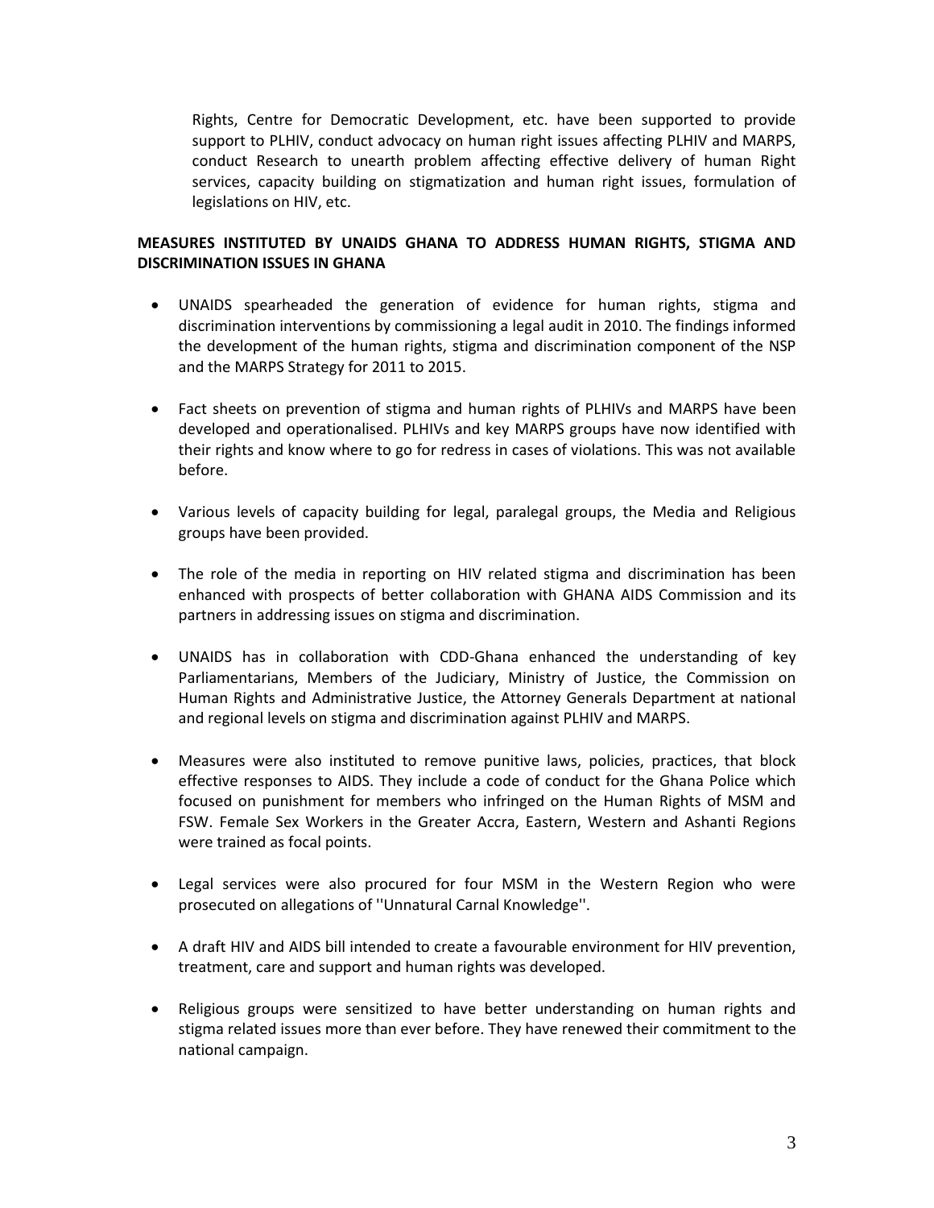Rights, Centre for Democratic Development, etc. have been supported to provide support to PLHIV, conduct advocacy on human right issues affecting PLHIV and MARPS, conduct Research to unearth problem affecting effective delivery of human Right services, capacity building on stigmatization and human right issues, formulation of legislations on HIV, etc.

**MEASURES INSTITUTED BY UNAIDS GHANA TO ADDRESS HUMAN RIGHTS, STIGMA AND DISCRIMINATION ISSUES IN GHANA**

- UNAIDS spearheaded the generation of evidence for human rights, stigma and discrimination interventions by commissioning a legal audit in 2010. The findings informed the development of the human rights, stigma and discrimination component of the NSP and the MARPS Strategy for 2011 to 2015.
- Fact sheets on prevention of stigma and human rights of PLHIVs and MARPS have been developed and operationalised. PLHIVs and key MARPS groups have now identified with their rights and know where to go for redress in cases of violations. This was not available before.
- Various levels of capacity building for legal, paralegal groups, the Media and Religious groups have been provided.
- The role of the media in reporting on HIV related stigma and discrimination has been enhanced with prospects of better collaboration with GHANA AIDS Commission and its partners in addressing issues on stigma and discrimination.
- UNAIDS has in collaboration with CDD-Ghana enhanced the understanding of key Parliamentarians, Members of the Judiciary, Ministry of Justice, the Commission on Human Rights and Administrative Justice, the Attorney Generals Department at national and regional levels on stigma and discrimination against PLHIV and MARPS.
- Measures were also instituted to remove punitive laws, policies, practices, that block effective responses to AIDS. They include a code of conduct for the Ghana Police which focused on punishment for members who infringed on the Human Rights of MSM and FSW. Female Sex Workers in the Greater Accra, Eastern, Western and Ashanti Regions were trained as focal points.
- Legal services were also procured for four MSM in the Western Region who were prosecuted on allegations of ''Unnatural Carnal Knowledge''.
- A draft HIV and AIDS bill intended to create a favourable environment for HIV prevention, treatment, care and support and human rights was developed.
- Religious groups were sensitized to have better understanding on human rights and stigma related issues more than ever before. They have renewed their commitment to the national campaign.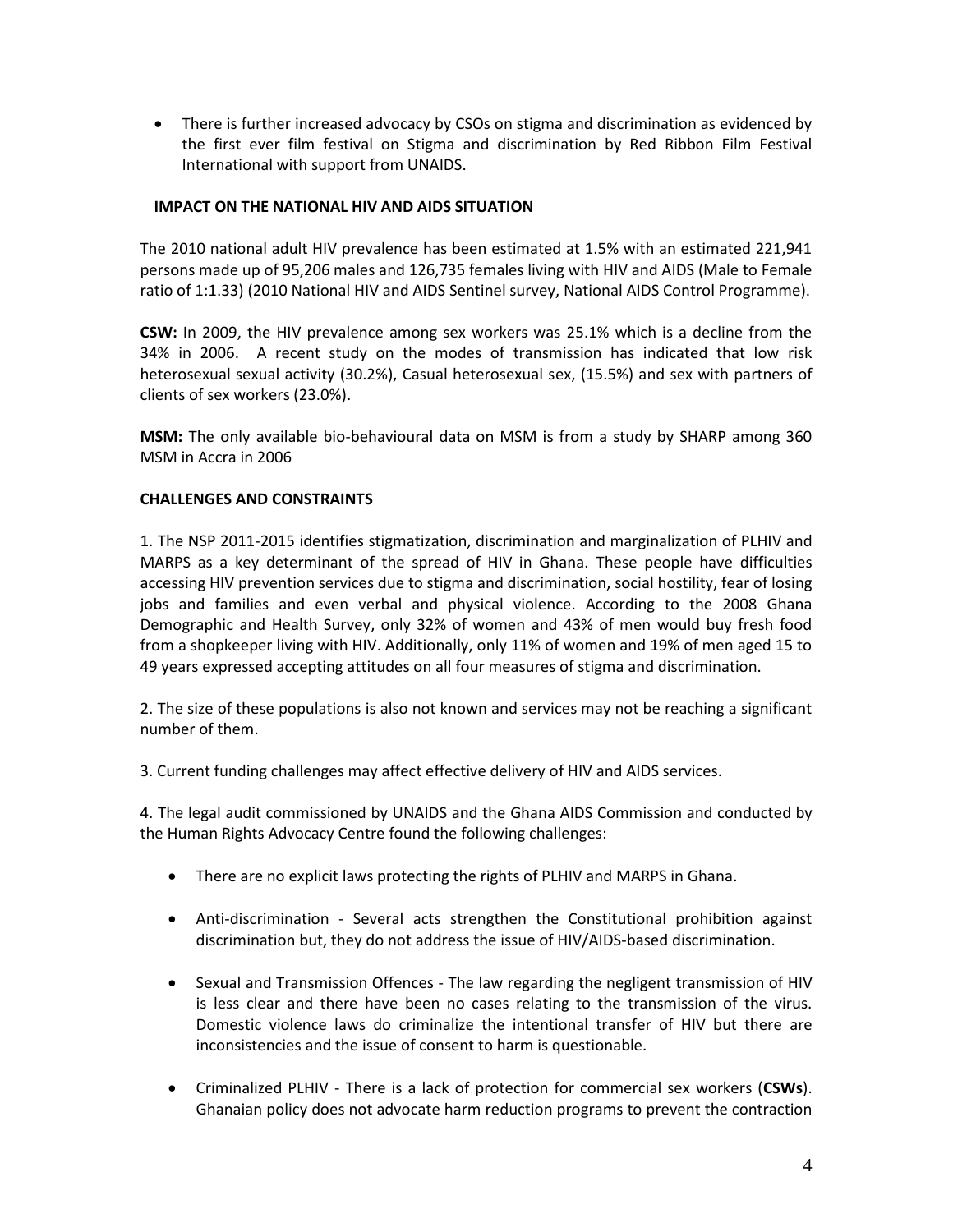- There is further increased advocacy by CSOs on stigma and discrimination as evidenced by the first ever film festival on Stigma and discrimination by Red Ribbon Film Festival International with support from UNAIDS.

## IMPACT ON THE NATIONAL HIV AND AIDS SITUATION

The 2010 national adult HIV prevalence has been estimated at 1.5% with an estimated 221,941 persons made up of 95,206 males and 126,735 females living with HIV and AIDS (Male to Female ratio of 1:1.33) (2010 National HIV and AIDS Sentinel survey, National AIDS Control Programme).

**CSW:** In 2009, the HIV prevalence among sex workers was 25.1% which is a decline from the 34% in 2006. A recent study on the modes of transmission has indicated that low risk heterosexual sexual activity (30.2%), Casual heterosexual sex, (15.5%) and sex with partners of clients of sex workers (23.0%).

**MSM:** The only available bio-behavioural data on MSM is from a study by SHARP among 360 MSM in Accra in 2006

## CHALLENGES AND CONSTRAINTS

1. The NSP 2011-2015 identifies stigmatization, discrimination and marginalization of PLHIV and MARPS as a key determinant of the spread of HIV in Ghana. These people have difficulties accessing HIV prevention services due to stigma and discrimination, social hostility, fear of losing jobs and families and even verbal and physical violence. According to the 2008 Ghana Demographic and Health Survey, only 32% of women and 43% of men would buy fresh food from a shopkeeper living with HIV. Additionally, only 11% of women and 19% of men aged 15 to 49 years expressed accepting attitudes on all four measures of stigma and discrimination.

2. The size of these populations is also not known and services may not be reaching a significant number of them.

3. Current funding challenges may affect effective delivery of HIV and AIDS services.

4. The legal audit commissioned by UNAIDS and the Ghana AIDS Commission and conducted by the Human Rights Advocacy Centre found the following challenges:

- There are no explicit laws protecting the rights of PLHIV and MARPS in Ghana.
- Anti-discrimination - Several acts strengthen the Constitutional prohibition against discrimination but, they do not address the issue of HIV/AIDS-based discrimination.
- Sexual and Transmission Offences - The law regarding the negligent transmission of HIV is less clear and there have been no cases relating to the transmission of the virus. Domestic violence laws do criminalize the intentional transfer of HIV but there are inconsistencies and the issue of consent to harm is questionable.
- Criminalized PLHIV - There is a lack of protection for commercial sex workers (**CSWs**). Ghanaian policy does not advocate harm reduction programs to prevent the contraction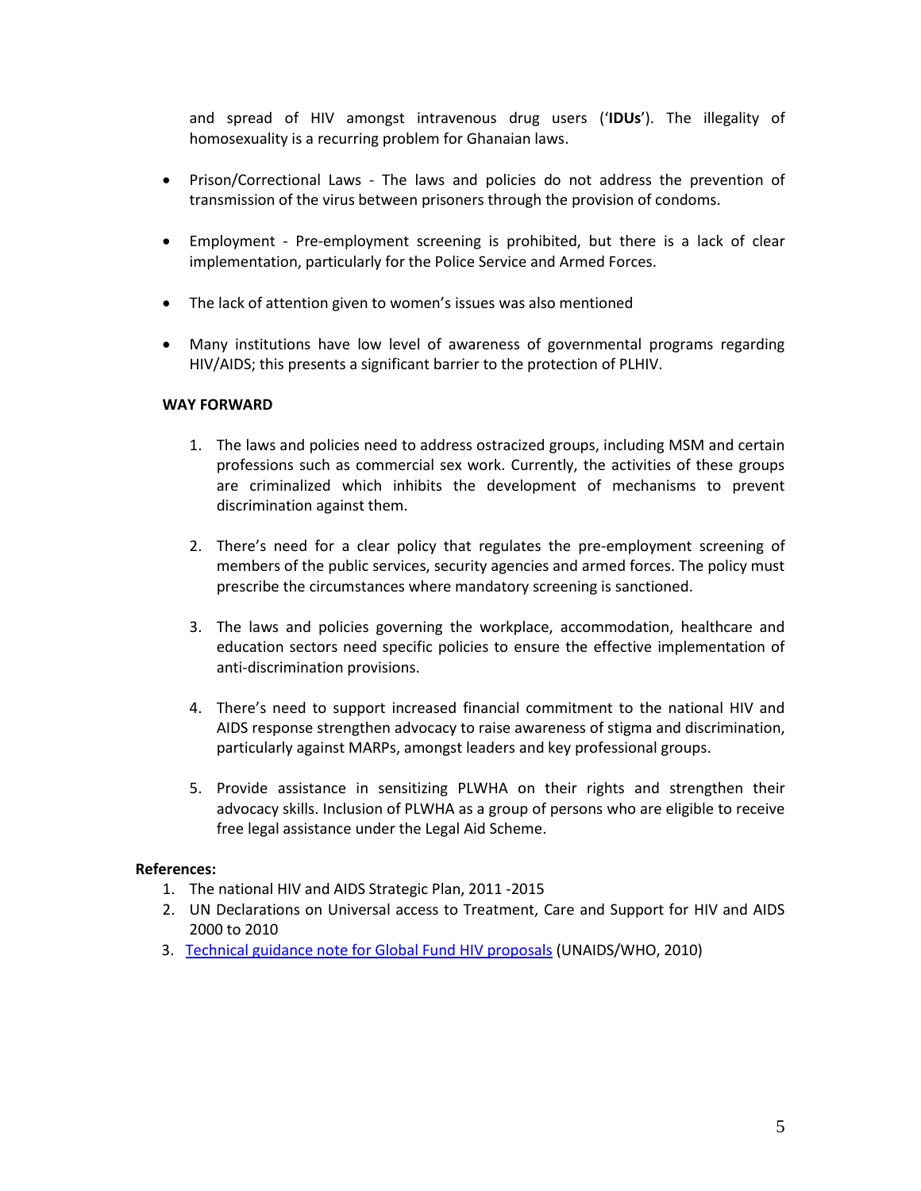and spread of HIV amongst intravenous drug users ('**IDUs**'). The illegality of homosexuality is a recurring problem for Ghanaian laws.

- Prison/Correctional Laws - The laws and policies do not address the prevention of transmission of the virus between prisoners through the provision of condoms.

- Employment - Pre-employment screening is prohibited, but there is a lack of clear implementation, particularly for the Police Service and Armed Forces.

- The lack of attention given to women's issues was also mentioned

- Many institutions have low level of awareness of governmental programs regarding HIV/AIDS; this presents a significant barrier to the protection of PLHIV.

**WAY FORWARD**

1. The laws and policies need to address ostracized groups, including MSM and certain professions such as commercial sex work. Currently, the activities of these groups are criminalized which inhibits the development of mechanisms to prevent discrimination against them.

2. There's need for a clear policy that regulates the pre-employment screening of members of the public services, security agencies and armed forces. The policy must prescribe the circumstances where mandatory screening is sanctioned.

3. The laws and policies governing the workplace, accommodation, healthcare and education sectors need specific policies to ensure the effective implementation of anti-discrimination provisions.

4. There's need to support increased financial commitment to the national HIV and AIDS response strengthen advocacy to raise awareness of stigma and discrimination, particularly against MARPs, amongst leaders and key professional groups.

5. Provide assistance in sensitizing PLWHA on their rights and strengthen their advocacy skills. Inclusion of PLWHA as a group of persons who are eligible to receive free legal assistance under the Legal Aid Scheme.

**References:**

1. The national HIV and AIDS Strategic Plan, 2011 -2015
2. UN Declarations on Universal access to Treatment, Care and Support for HIV and AIDS 2000 to 2010
3. Technical guidance note for Global Fund HIV proposals (UNAIDS/WHO, 2010)